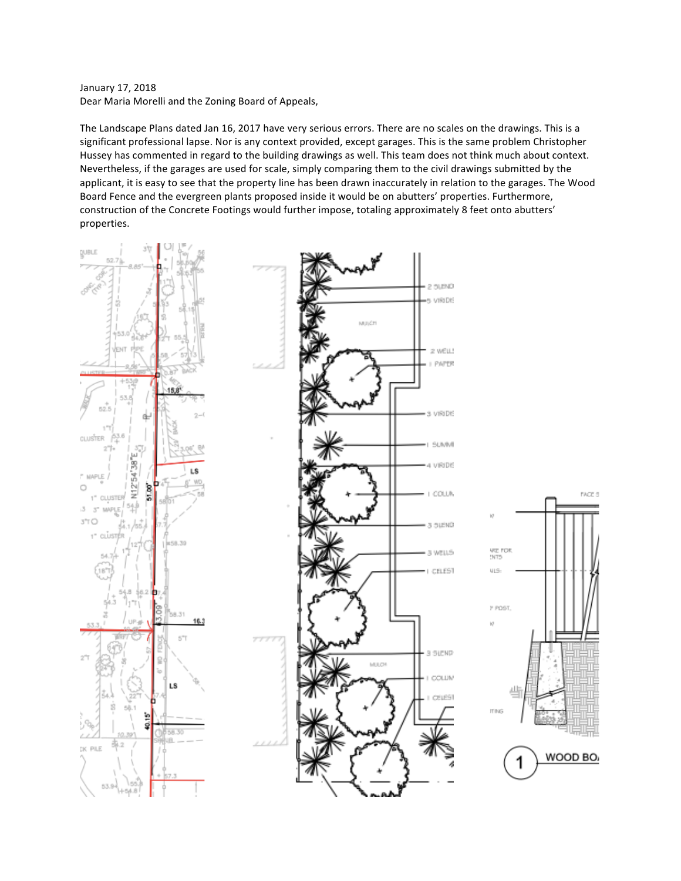January 17, 2018
Dear Maria Morelli and the Zoning Board of Appeals,

The Landscape Plans dated Jan 16, 2017 have very serious errors. There are no scales on the drawings. This is a significant professional lapse. Nor is any context provided, except garages. This is the same problem Christopher Hussey has commented in regard to the building drawings as well. This team does not think much about context. Nevertheless, if the garages are used for scale, simply comparing them to the civil drawings submitted by the applicant, it is easy to see that the property line has been drawn inaccurately in relation to the garages. The Wood Board Fence and the evergreen plants proposed inside it would be on abutters' properties. Furthermore, construction of the Concrete Footings would further impose, totaling approximately 8 feet onto abutters' properties.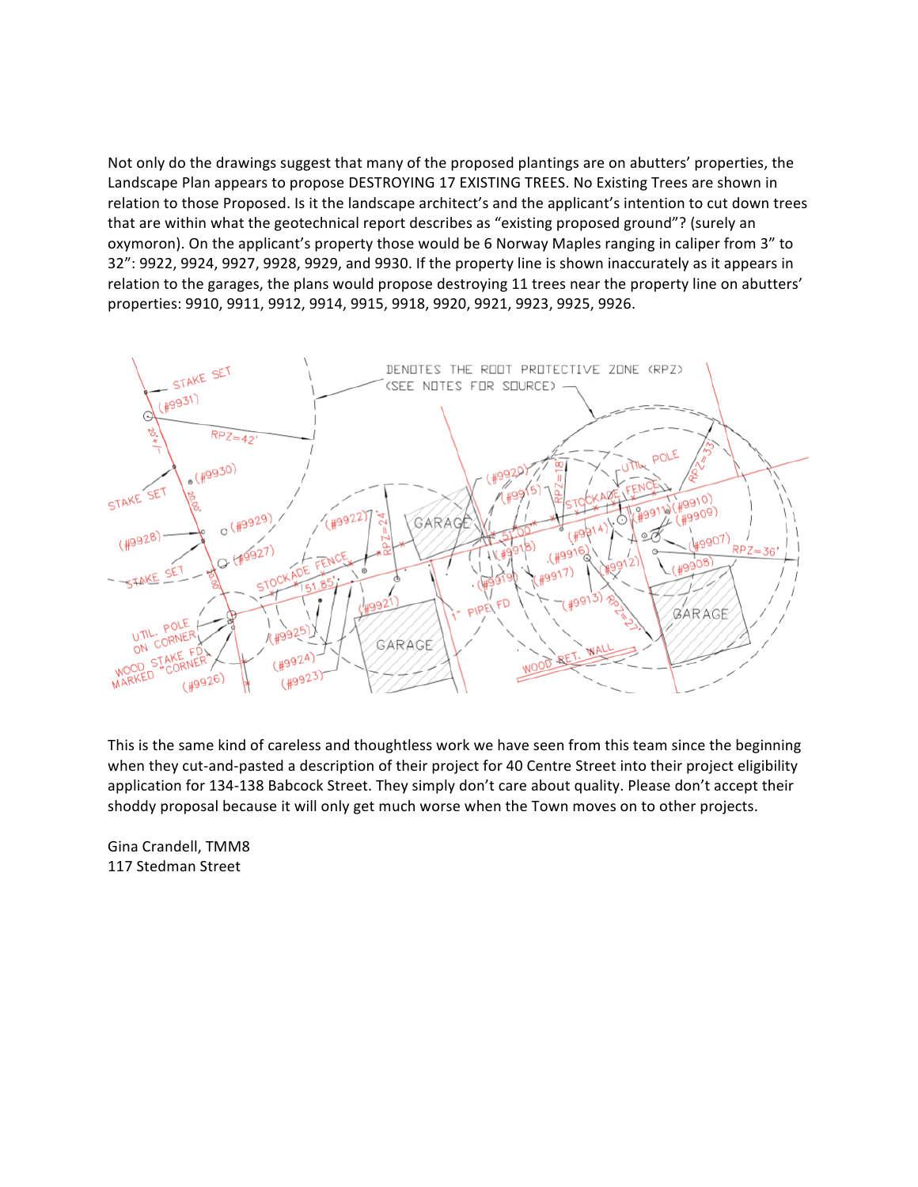Not only do the drawings suggest that many of the proposed plantings are on abutters' properties, the Landscape Plan appears to propose DESTROYING 17 EXISTING TREES. No Existing Trees are shown in relation to those Proposed. Is it the landscape architect's and the applicant's intention to cut down trees that are within what the geotechnical report describes as "existing proposed ground"? (surely an oxymoron). On the applicant's property those would be 6 Norway Maples ranging in caliper from 3" to 32": 9922, 9924, 9927, 9928, 9929, and 9930. If the property line is shown inaccurately as it appears in relation to the garages, the plans would propose destroying 11 trees near the property line on abutters' properties: 9910, 9911, 9912, 9914, 9915, 9918, 9920, 9921, 9923, 9925, 9926.

DENOTES THE ROOT PROTECTIVE ZONE (RPZ)
(SEE NOTES FOR SOURCE)

STAKE SET
(#9931)
RPZ=42'
(#9930)
STAKE SET
(#9929)
(#9928)
(#9927)
STAKE SET
(#9922)
RPZ=24'
GARAGE
STOCKADE FENCE
51.85'
UTIL. POLE ON CORNER
WOOD STAKE FD MARKED "CORNER"
(#9926)
(#9925)
(#9924)
(#9923)
(#9921)
GARAGE
1" PIPE FD
(#9920)
(#9915)
RPZ=18'
51.00'
(#9918)
(#9919)
(#9914)
(#9916)
(#9917)
(#9913)
RPZ=27'
(#9912)
STOCKADE FENCE
UTIL. POLE
(#9911)
(#9910)
(#9909)
RPZ=33'
(#9907)
RPZ=36'
(#9908)
GARAGE
WOOD RET. WALL

This is the same kind of careless and thoughtless work we have seen from this team since the beginning when they cut-and-pasted a description of their project for 40 Centre Street into their project eligibility application for 134-138 Babcock Street. They simply don't care about quality. Please don't accept their shoddy proposal because it will only get much worse when the Town moves on to other projects.

Gina Crandell, TMM8
117 Stedman Street